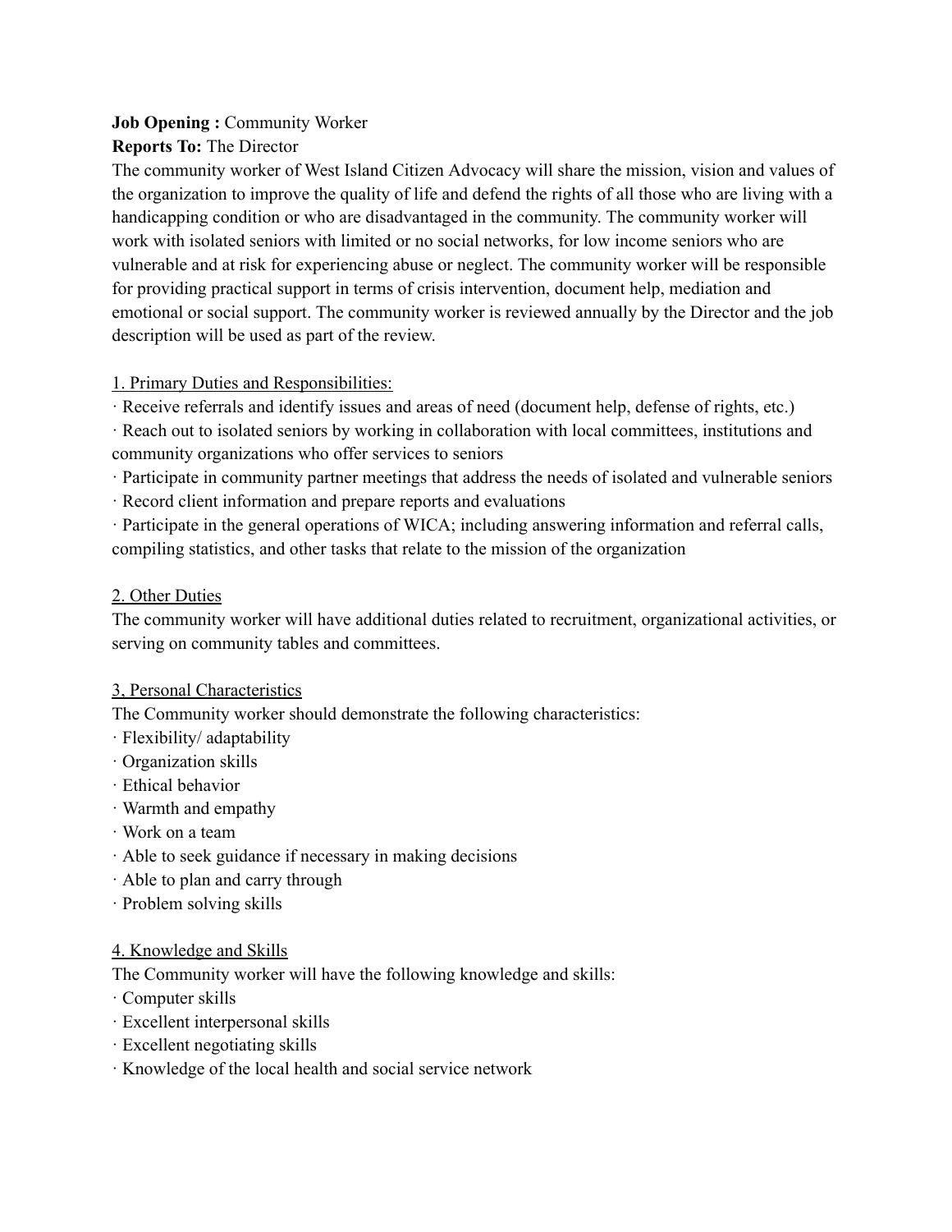**Job Opening :** Community Worker

**Reports To:** The Director

The community worker of West Island Citizen Advocacy will share the mission, vision and values of the organization to improve the quality of life and defend the rights of all those who are living with a handicapping condition or who are disadvantaged in the community. The community worker will work with isolated seniors with limited or no social networks, for low income seniors who are vulnerable and at risk for experiencing abuse or neglect. The community worker will be responsible for providing practical support in terms of crisis intervention, document help, mediation and emotional or social support. The community worker is reviewed annually by the Director and the job description will be used as part of the review.

<u>1. Primary Duties and Responsibilities:</u>

· Receive referrals and identify issues and areas of need (document help, defense of rights, etc.)
· Reach out to isolated seniors by working in collaboration with local committees, institutions and community organizations who offer services to seniors
· Participate in community partner meetings that address the needs of isolated and vulnerable seniors
· Record client information and prepare reports and evaluations
· Participate in the general operations of WICA; including answering information and referral calls, compiling statistics, and other tasks that relate to the mission of the organization

<u>2. Other Duties</u>

The community worker will have additional duties related to recruitment, organizational activities, or serving on community tables and committees.

<u>3, Personal Characteristics</u>

The Community worker should demonstrate the following characteristics:

· Flexibility/ adaptability
· Organization skills
· Ethical behavior
· Warmth and empathy
· Work on a team
· Able to seek guidance if necessary in making decisions
· Able to plan and carry through
· Problem solving skills

<u>4. Knowledge and Skills</u>

The Community worker will have the following knowledge and skills:

· Computer skills
· Excellent interpersonal skills
· Excellent negotiating skills
· Knowledge of the local health and social service network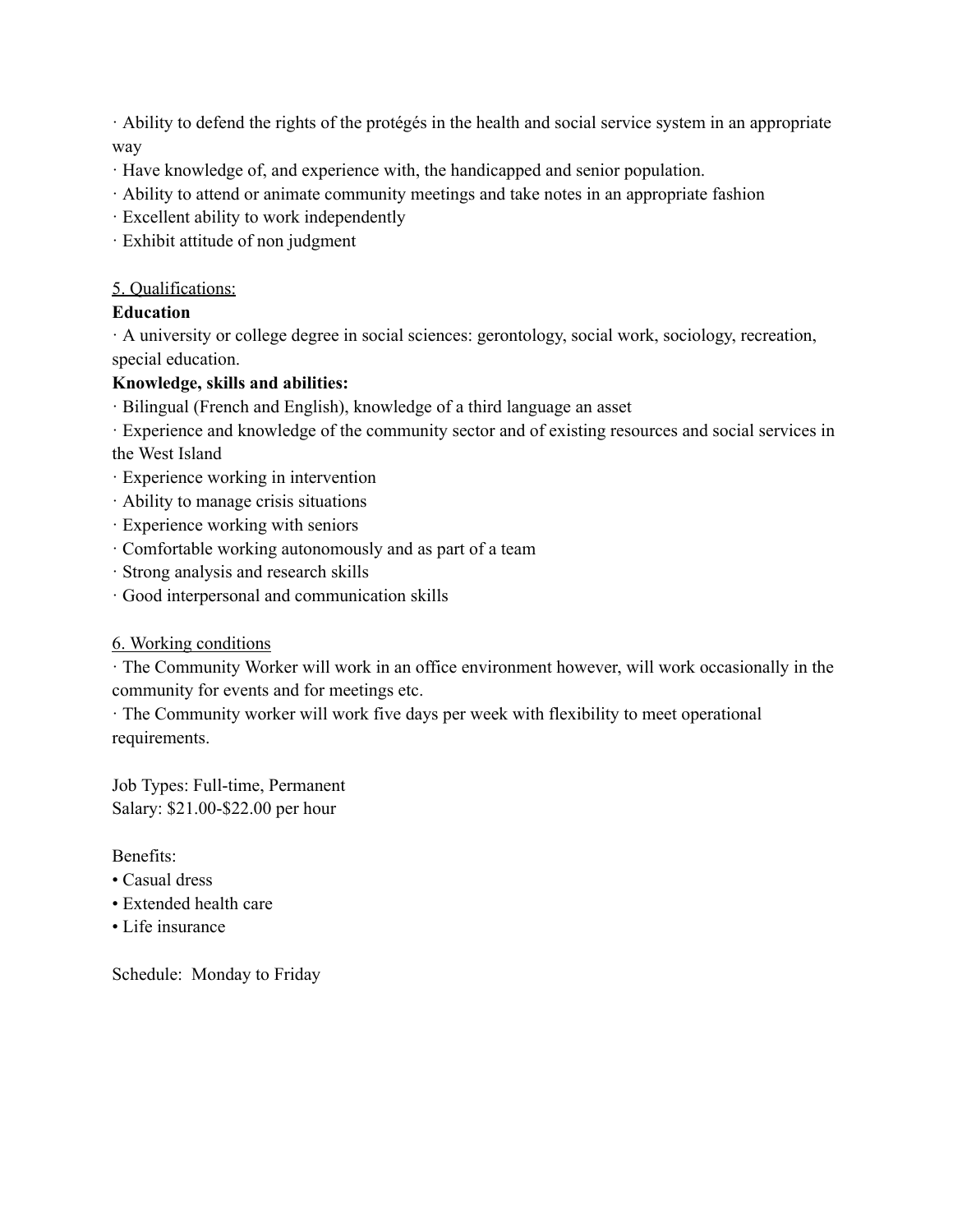· Ability to defend the rights of the protégés in the health and social service system in an appropriate way
· Have knowledge of, and experience with, the handicapped and senior population.
· Ability to attend or animate community meetings and take notes in an appropriate fashion
· Excellent ability to work independently
· Exhibit attitude of non judgment

<u>5. Qualifications:</u>

**Education**

· A university or college degree in social sciences: gerontology, social work, sociology, recreation, special education.

**Knowledge, skills and abilities:**

· Bilingual (French and English), knowledge of a third language an asset
· Experience and knowledge of the community sector and of existing resources and social services in the West Island
· Experience working in intervention
· Ability to manage crisis situations
· Experience working with seniors
· Comfortable working autonomously and as part of a team
· Strong analysis and research skills
· Good interpersonal and communication skills

<u>6. Working conditions</u>

· The Community Worker will work in an office environment however, will work occasionally in the community for events and for meetings etc.
· The Community worker will work five days per week with flexibility to meet operational requirements.

Job Types: Full-time, Permanent
Salary: $21.00-$22.00 per hour

Benefits:

- Casual dress
- Extended health care
- Life insurance

Schedule: Monday to Friday